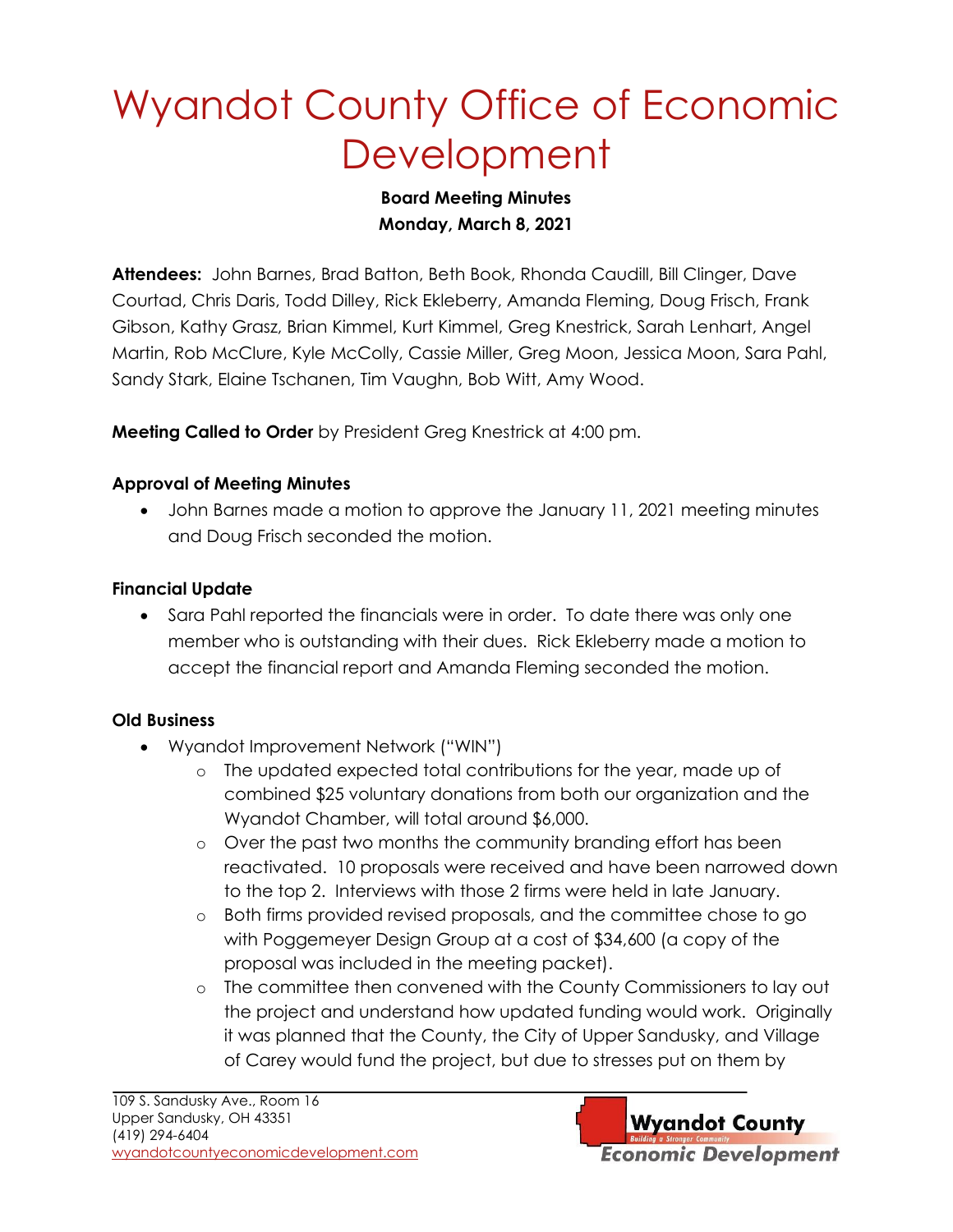# Wyandot County Office of Economic Development

**Board Meeting Minutes**
**Monday, March 8, 2021**

**Attendees:** John Barnes, Brad Batton, Beth Book, Rhonda Caudill, Bill Clinger, Dave Courtad, Chris Daris, Todd Dilley, Rick Ekleberry, Amanda Fleming, Doug Frisch, Frank Gibson, Kathy Grasz, Brian Kimmel, Kurt Kimmel, Greg Knestrick, Sarah Lenhart, Angel Martin, Rob McClure, Kyle McColly, Cassie Miller, Greg Moon, Jessica Moon, Sara Pahl, Sandy Stark, Elaine Tschanen, Tim Vaughn, Bob Witt, Amy Wood.

**Meeting Called to Order** by President Greg Knestrick at 4:00 pm.

**Approval of Meeting Minutes**

- John Barnes made a motion to approve the January 11, 2021 meeting minutes and Doug Frisch seconded the motion.

**Financial Update**

- Sara Pahl reported the financials were in order. To date there was only one member who is outstanding with their dues. Rick Ekleberry made a motion to accept the financial report and Amanda Fleming seconded the motion.

**Old Business**

- Wyandot Improvement Network ("WIN")
  - The updated expected total contributions for the year, made up of combined $25 voluntary donations from both our organization and the Wyandot Chamber, will total around $6,000.
  - Over the past two months the community branding effort has been reactivated. 10 proposals were received and have been narrowed down to the top 2. Interviews with those 2 firms were held in late January.
  - Both firms provided revised proposals, and the committee chose to go with Poggemeyer Design Group at a cost of $34,600 (a copy of the proposal was included in the meeting packet).
  - The committee then convened with the County Commissioners to lay out the project and understand how updated funding would work. Originally it was planned that the County, the City of Upper Sandusky, and Village of Carey would fund the project, but due to stresses put on them by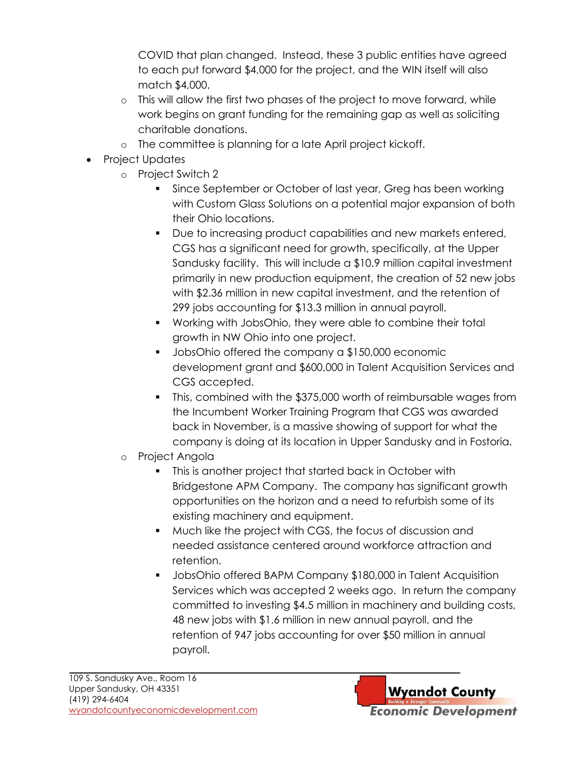COVID that plan changed. Instead, these 3 public entities have agreed to each put forward $4,000 for the project, and the WIN itself will also match $4,000.
  - This will allow the first two phases of the project to move forward, while work begins on grant funding for the remaining gap as well as soliciting charitable donations.
  - The committee is planning for a late April project kickoff.
- Project Updates
  - Project Switch 2
    - Since September or October of last year, Greg has been working with Custom Glass Solutions on a potential major expansion of both their Ohio locations.
    - Due to increasing product capabilities and new markets entered, CGS has a significant need for growth, specifically, at the Upper Sandusky facility. This will include a $10.9 million capital investment primarily in new production equipment, the creation of 52 new jobs with $2.36 million in new capital investment, and the retention of 299 jobs accounting for $13.3 million in annual payroll.
    - Working with JobsOhio, they were able to combine their total growth in NW Ohio into one project.
    - JobsOhio offered the company a $150,000 economic development grant and $600,000 in Talent Acquisition Services and CGS accepted.
    - This, combined with the $375,000 worth of reimbursable wages from the Incumbent Worker Training Program that CGS was awarded back in November, is a massive showing of support for what the company is doing at its location in Upper Sandusky and in Fostoria.
  - Project Angola
    - This is another project that started back in October with Bridgestone APM Company. The company has significant growth opportunities on the horizon and a need to refurbish some of its existing machinery and equipment.
    - Much like the project with CGS, the focus of discussion and needed assistance centered around workforce attraction and retention.
    - JobsOhio offered BAPM Company $180,000 in Talent Acquisition Services which was accepted 2 weeks ago. In return the company committed to investing $4.5 million in machinery and building costs, 48 new jobs with $1.6 million in new annual payroll, and the retention of 947 jobs accounting for over $50 million in annual payroll.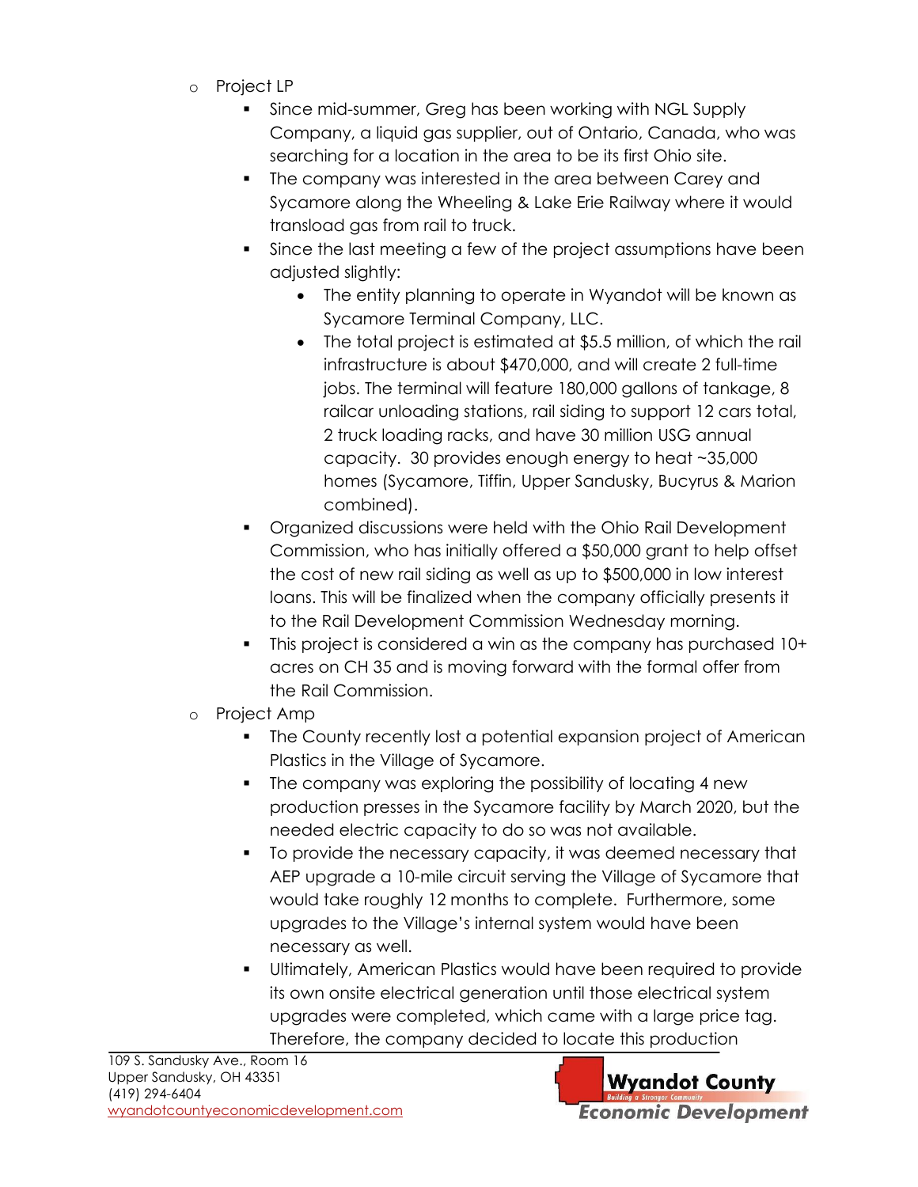- Project LP
  - Since mid-summer, Greg has been working with NGL Supply Company, a liquid gas supplier, out of Ontario, Canada, who was searching for a location in the area to be its first Ohio site.
  - The company was interested in the area between Carey and Sycamore along the Wheeling & Lake Erie Railway where it would transload gas from rail to truck.
  - Since the last meeting a few of the project assumptions have been adjusted slightly:
    - The entity planning to operate in Wyandot will be known as Sycamore Terminal Company, LLC.
    - The total project is estimated at $5.5 million, of which the rail infrastructure is about $470,000, and will create 2 full-time jobs. The terminal will feature 180,000 gallons of tankage, 8 railcar unloading stations, rail siding to support 12 cars total, 2 truck loading racks, and have 30 million USG annual capacity. 30 provides enough energy to heat ~35,000 homes (Sycamore, Tiffin, Upper Sandusky, Bucyrus & Marion combined).
  - Organized discussions were held with the Ohio Rail Development Commission, who has initially offered a $50,000 grant to help offset the cost of new rail siding as well as up to $500,000 in low interest loans. This will be finalized when the company officially presents it to the Rail Development Commission Wednesday morning.
  - This project is considered a win as the company has purchased 10+ acres on CH 35 and is moving forward with the formal offer from the Rail Commission.
- Project Amp
  - The County recently lost a potential expansion project of American Plastics in the Village of Sycamore.
  - The company was exploring the possibility of locating 4 new production presses in the Sycamore facility by March 2020, but the needed electric capacity to do so was not available.
  - To provide the necessary capacity, it was deemed necessary that AEP upgrade a 10-mile circuit serving the Village of Sycamore that would take roughly 12 months to complete. Furthermore, some upgrades to the Village's internal system would have been necessary as well.
  - Ultimately, American Plastics would have been required to provide its own onsite electrical generation until those electrical system upgrades were completed, which came with a large price tag. Therefore, the company decided to locate this production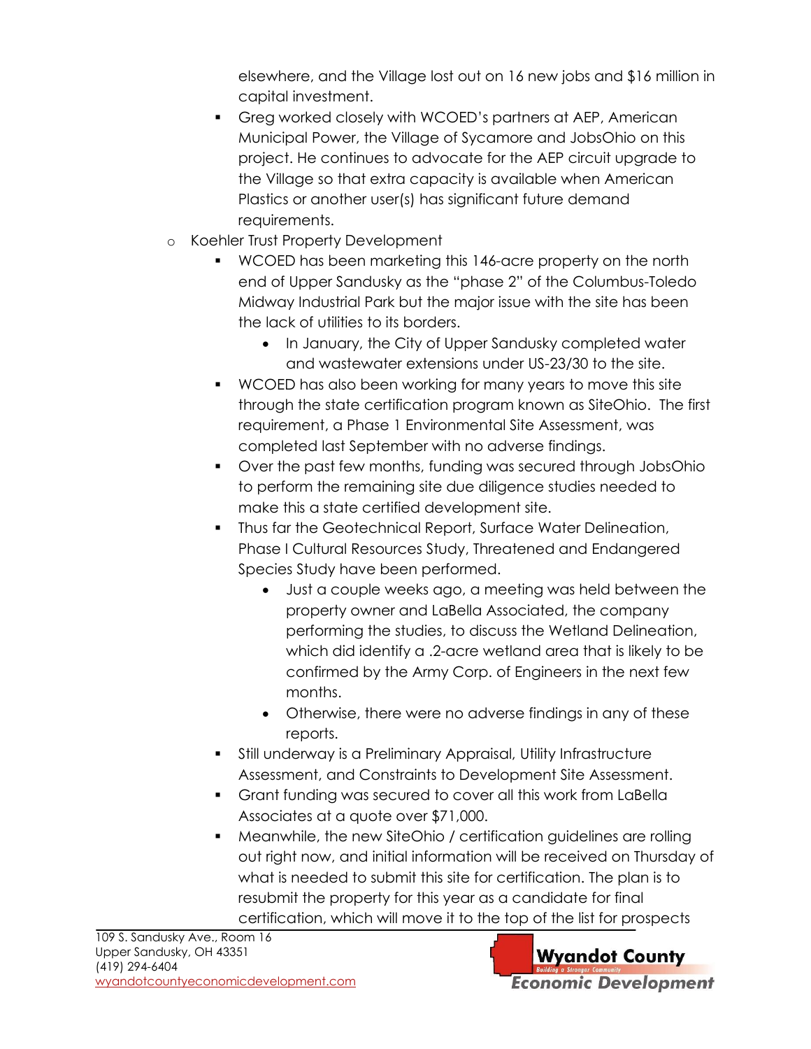elsewhere, and the Village lost out on 16 new jobs and $16 million in capital investment.

    - Greg worked closely with WCOED's partners at AEP, American Municipal Power, the Village of Sycamore and JobsOhio on this project. He continues to advocate for the AEP circuit upgrade to the Village so that extra capacity is available when American Plastics or another user(s) has significant future demand requirements.

- Koehler Trust Property Development
    - WCOED has been marketing this 146-acre property on the north end of Upper Sandusky as the "phase 2" of the Columbus-Toledo Midway Industrial Park but the major issue with the site has been the lack of utilities to its borders.
        - In January, the City of Upper Sandusky completed water and wastewater extensions under US-23/30 to the site.
    - WCOED has also been working for many years to move this site through the state certification program known as SiteOhio. The first requirement, a Phase 1 Environmental Site Assessment, was completed last September with no adverse findings.
    - Over the past few months, funding was secured through JobsOhio to perform the remaining site due diligence studies needed to make this a state certified development site.
    - Thus far the Geotechnical Report, Surface Water Delineation, Phase I Cultural Resources Study, Threatened and Endangered Species Study have been performed.
        - Just a couple weeks ago, a meeting was held between the property owner and LaBella Associated, the company performing the studies, to discuss the Wetland Delineation, which did identify a .2-acre wetland area that is likely to be confirmed by the Army Corp. of Engineers in the next few months.
        - Otherwise, there were no adverse findings in any of these reports.
    - Still underway is a Preliminary Appraisal, Utility Infrastructure Assessment, and Constraints to Development Site Assessment.
    - Grant funding was secured to cover all this work from LaBella Associates at a quote over $71,000.
    - Meanwhile, the new SiteOhio / certification guidelines are rolling out right now, and initial information will be received on Thursday of what is needed to submit this site for certification. The plan is to resubmit the property for this year as a candidate for final certification, which will move it to the top of the list for prospects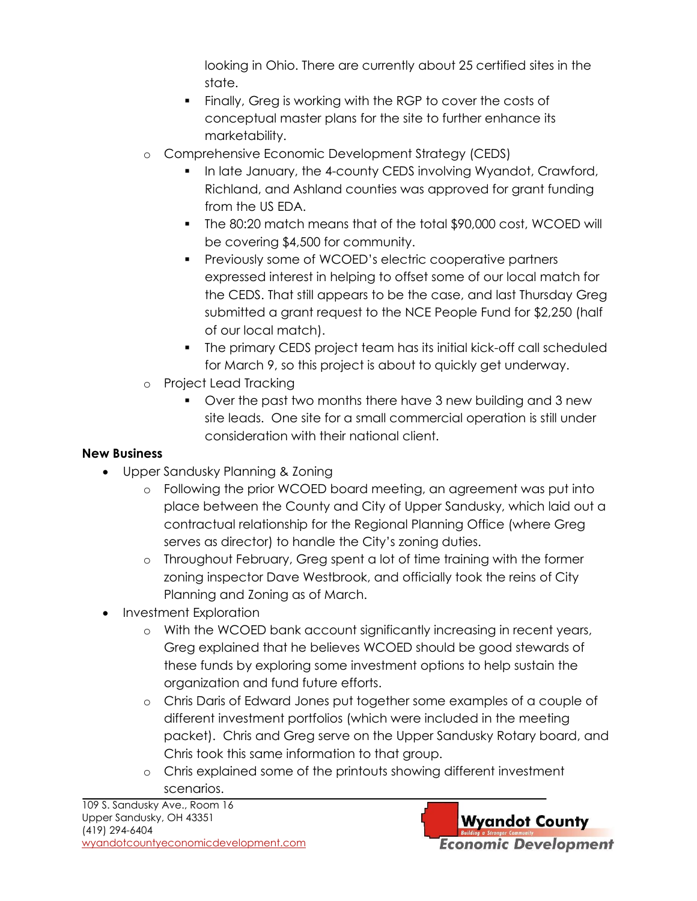- looking in Ohio. There are currently about 25 certified sites in the state.
    - Finally, Greg is working with the RGP to cover the costs of conceptual master plans for the site to further enhance its marketability.
  - Comprehensive Economic Development Strategy (CEDS)
    - In late January, the 4-county CEDS involving Wyandot, Crawford, Richland, and Ashland counties was approved for grant funding from the US EDA.
    - The 80:20 match means that of the total $90,000 cost, WCOED will be covering $4,500 for community.
    - Previously some of WCOED's electric cooperative partners expressed interest in helping to offset some of our local match for the CEDS. That still appears to be the case, and last Thursday Greg submitted a grant request to the NCE People Fund for $2,250 (half of our local match).
    - The primary CEDS project team has its initial kick-off call scheduled for March 9, so this project is about to quickly get underway.
  - Project Lead Tracking
    - Over the past two months there have 3 new building and 3 new site leads. One site for a small commercial operation is still under consideration with their national client.

**New Business**

- Upper Sandusky Planning & Zoning
  - Following the prior WCOED board meeting, an agreement was put into place between the County and City of Upper Sandusky, which laid out a contractual relationship for the Regional Planning Office (where Greg serves as director) to handle the City's zoning duties.
  - Throughout February, Greg spent a lot of time training with the former zoning inspector Dave Westbrook, and officially took the reins of City Planning and Zoning as of March.
- Investment Exploration
  - With the WCOED bank account significantly increasing in recent years, Greg explained that he believes WCOED should be good stewards of these funds by exploring some investment options to help sustain the organization and fund future efforts.
  - Chris Daris of Edward Jones put together some examples of a couple of different investment portfolios (which were included in the meeting packet). Chris and Greg serve on the Upper Sandusky Rotary board, and Chris took this same information to that group.
  - Chris explained some of the printouts showing different investment scenarios.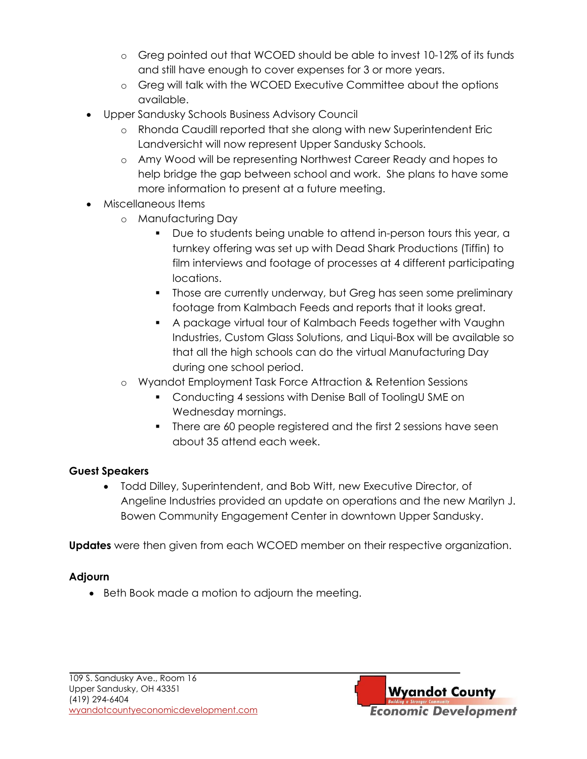- Greg pointed out that WCOED should be able to invest 10-12% of its funds and still have enough to cover expenses for 3 or more years.
    - Greg will talk with the WCOED Executive Committee about the options available.
- Upper Sandusky Schools Business Advisory Council
    - Rhonda Caudill reported that she along with new Superintendent Eric Landversicht will now represent Upper Sandusky Schools.
    - Amy Wood will be representing Northwest Career Ready and hopes to help bridge the gap between school and work. She plans to have some more information to present at a future meeting.
- Miscellaneous Items
    - Manufacturing Day
        - Due to students being unable to attend in-person tours this year, a turnkey offering was set up with Dead Shark Productions (Tiffin) to film interviews and footage of processes at 4 different participating locations.
        - Those are currently underway, but Greg has seen some preliminary footage from Kalmbach Feeds and reports that it looks great.
        - A package virtual tour of Kalmbach Feeds together with Vaughn Industries, Custom Glass Solutions, and Liqui-Box will be available so that all the high schools can do the virtual Manufacturing Day during one school period.
    - Wyandot Employment Task Force Attraction & Retention Sessions
        - Conducting 4 sessions with Denise Ball of ToolingU SME on Wednesday mornings.
        - There are 60 people registered and the first 2 sessions have seen about 35 attend each week.

**Guest Speakers**

- Todd Dilley, Superintendent, and Bob Witt, new Executive Director, of Angeline Industries provided an update on operations and the new Marilyn J. Bowen Community Engagement Center in downtown Upper Sandusky.

**Updates** were then given from each WCOED member on their respective organization.

**Adjourn**

- Beth Book made a motion to adjourn the meeting.